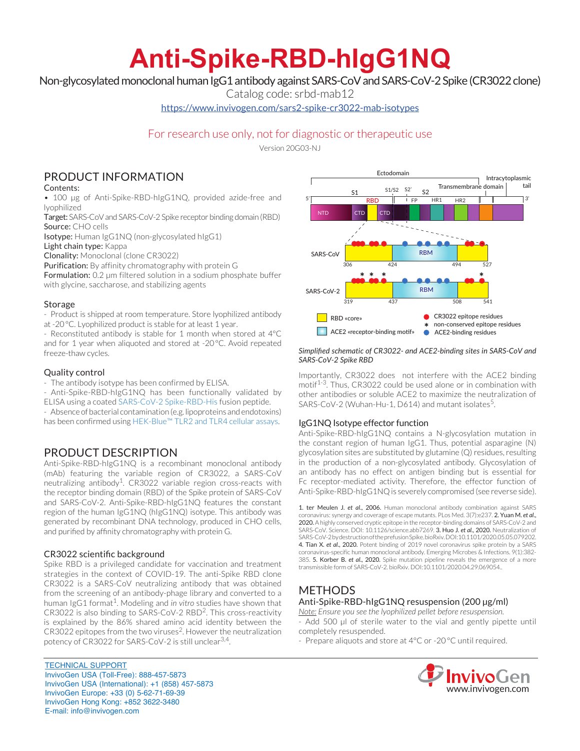# Anti-Spike-RBD-hIgG1NQ

Non-glycosylated monoclonal human IgG1 antibody against SARS-CoV and SARS-CoV-2 Spike (CR3022 clone)

Catalog code: srbd-mab12

https://www.invivogen.com/sars2-spike-cr3022-mab-isotypes

For research use only, not for diagnostic or therapeutic use

Version 20G03-NJ

## PRODUCT INFORMATION

Contents:

- 100 µg of Anti-Spike-RBD-hIgG1NQ, provided azide-free and lyophilized

**Target:** SARS-CoV and SARS-CoV-2 Spike receptor binding domain (RBD)
**Source:** CHO cells
**Isotype:** Human IgG1NQ (non-glycosylated hIgG1)
**Light chain type:** Kappa
**Clonality:** Monoclonal (clone CR3022)
**Purification:** By affinity chromatography with protein G
**Formulation:** 0.2 µm filtered solution in a sodium phosphate buffer with glycine, saccharose, and stabilizing agents

### Storage

- Product is shipped at room temperature. Store lyophilized antibody at -20 °C. Lyophilized product is stable for at least 1 year.
- Reconstituted antibody is stable for 1 month when stored at 4°C and for 1 year when aliquoted and stored at -20 °C. Avoid repeated freeze-thaw cycles.

### Quality control

- The antibody isotype has been confirmed by ELISA.
- Anti-Spike-RBD-hIgG1NQ has been functionally validated by ELISA using a coated SARS-CoV-2 Spike-RBD-His fusion peptide.
- Absence of bacterial contamination (e.g. lipoproteins and endotoxins) has been confirmed using HEK-Blue™ TLR2 and TLR4 cellular assays.

## PRODUCT DESCRIPTION

Anti-Spike-RBD-hIgG1NQ is a recombinant monoclonal antibody (mAb) featuring the variable region of CR3022, a SARS-CoV neutralizing antibody[1]. CR3022 variable region cross-reacts with the receptor binding domain (RBD) of the Spike protein of SARS-CoV and SARS-CoV-2. Anti-Spike-RBD-hIgG1NQ features the constant region of the human IgG1NQ (hIgG1NQ) isotype. This antibody was generated by recombinant DNA technology, produced in CHO cells, and purified by affinity chromatography with protein G.

### CR3022 scientific background

Spike RBD is a privileged candidate for vaccination and treatment strategies in the context of COVID-19. The anti-Spike RBD clone CR3022 is a SARS-CoV neutralizing antibody that was obtained from the screening of an antibody-phage library and converted to a human IgG1 format[1]. Modeling and *in vitro* studies have shown that CR3022 is also binding to SARS-CoV-2 RBD[2]. This cross-reactivity is explained by the 86% shared amino acid identity between the CR3022 epitopes from the two viruses[2]. However the neutralization potency of CR3022 for SARS-CoV-2 is still unclear[3,4].

*Simplified schematic of CR3022- and ACE2-binding sites in SARS-CoV and SARS-CoV-2 Spike RBD*

Importantly, CR3022 does not interfere with the ACE2 binding motif[1-3]. Thus, CR3022 could be used alone or in combination with other antibodies or soluble ACE2 to maximize the neutralization of SARS-CoV-2 (Wuhan-Hu-1, D614) and mutant isolates[5].

### IgG1NQ Isotype effector function

Anti-Spike-RBD-hIgG1NQ contains a N-glycosylation mutation in the constant region of human IgG1. Thus, potential asparagine (N) glycosylation sites are substituted by glutamine (Q) residues, resulting in the production of a non-glycosylated antibody. Glycosylation of an antibody has no effect on antigen binding but is essential for Fc receptor-mediated activity. Therefore, the effector function of Anti-Spike-RBD-hIgG1NQ is severely compromised (see reverse side).

1. ter Meulen J. *et al.*, 2006. Human monoclonal antibody combination against SARS coronavirus: synergy and coverage of escape mutants. PLos Med. 3(7):e237. 2. Yuan M. *et al.*, 2020. A highly conserved cryptic epitope in the receptor-binding domains of SARS-CoV-2 and SARS-CoV. Science. DOI: 10.1126/science.abb7269. 3. Huo J. *et al.*, 2020. Neutralization of SARS-CoV-2 by destruction of the prefusion Spike. bioRxiv. DOI:10.1101/2020.05.05.079202. 4. Tian X. *et al.*, 2020. Potent binding of 2019 novel coronavirus spike protein by a SARS coronavirus-specific human monoclonal antibody. Emerging Microbes & Infections. 9(1):382-385. 5. Korber B. *et al.*, 2020. Spike mutation pipeline reveals the emergence of a more transmissible form of SARS-CoV-2. bioRxiv. DOI:10.1101/2020.04.29.069054..

## METHODS

### Anti-Spike-RBD-hIgG1NQ resuspension (200 µg/ml)

<u>Note:</u> *Ensure you see the lyophilized pellet before resuspension.*

- Add 500 µl of sterile water to the vial and gently pipette until completely resuspended.
- Prepare aliquots and store at 4°C or -20 °C until required.

TECHNICAL SUPPORT
InvivoGen USA (Toll-Free): 888-457-5873
InvivoGen USA (International): +1 (858) 457-5873
InvivoGen Europe: +33 (0) 5-62-71-69-39
InvivoGen Hong Kong: +852 3622-3480
E-mail: info@invivogen.com

InvivoGen
www.invivogen.com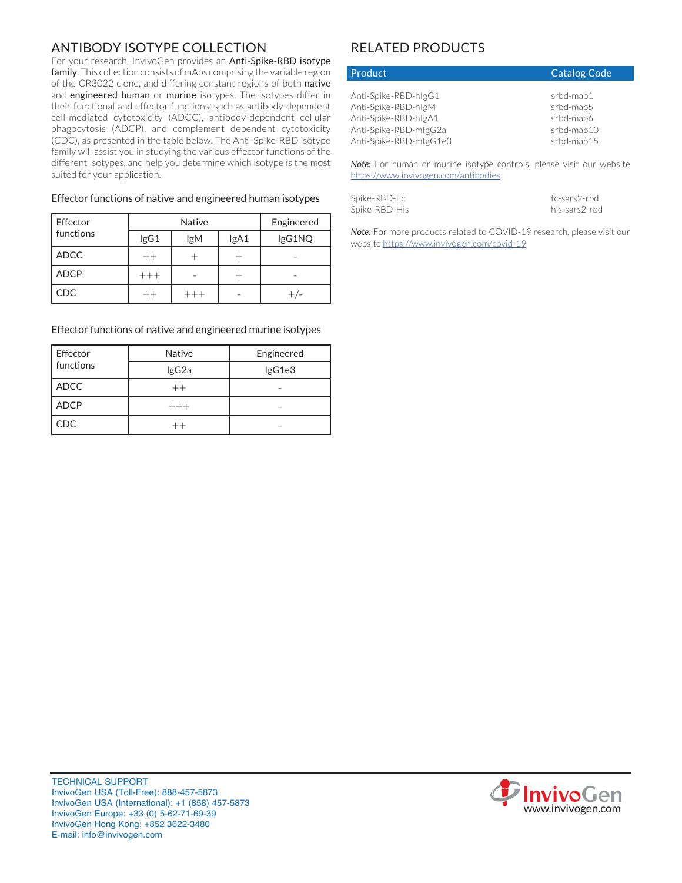## ANTIBODY ISOTYPE COLLECTION

For your research, InvivoGen provides an **Anti-Spike-RBD isotype family**. This collection consists of mAbs comprising the variable region of the CR3022 clone, and differing constant regions of both **native** and **engineered human** or **murine** isotypes. The isotypes differ in their functional and effector functions, such as antibody-dependent cell-mediated cytotoxicity (ADCC), antibody-dependent cellular phagocytosis (ADCP), and complement dependent cytotoxicity (CDC), as presented in the table below. The Anti-Spike-RBD isotype family will assist you in studying the various effector functions of the different isotypes, and help you determine which isotype is the most suited for your application.

Effector functions of native and engineered human isotypes

| Effector functions | Native | | | Engineered |
|---|---|---|---|---|
| | IgG1 | IgM | IgA1 | IgG1NQ |
| ADCC | ++ | + | + | - |
| ADCP | +++ | - | + | - |
| CDC | ++ | +++ | - | +/- |

Effector functions of native and engineered murine isotypes

| Effector functions | Native | Engineered |
|---|---|---|
| | IgG2a | IgG1e3 |
| ADCC | ++ | - |
| ADCP | +++ | - |
| CDC | ++ | - |

## RELATED PRODUCTS

| Product | Catalog Code |
|---|---|
| Anti-Spike-RBD-hIgG1 | srbd-mab1 |
| Anti-Spike-RBD-hIgM | srbd-mab5 |
| Anti-Spike-RBD-hIgA1 | srbd-mab6 |
| Anti-Spike-RBD-mIgG2a | srbd-mab10 |
| Anti-Spike-RBD-mIgG1e3 | srbd-mab15 |

***Note:*** For human or murine isotype controls, please visit our website https://www.invivogen.com/antibodies

| | |
|---|---|
| Spike-RBD-Fc | fc-sars2-rbd |
| Spike-RBD-His | his-sars2-rbd |

***Note:*** For more products related to COVID-19 research, please visit our website https://www.invivogen.com/covid-19

TECHNICAL SUPPORT
InvivoGen USA (Toll-Free): 888-457-5873
InvivoGen USA (International): +1 (858) 457-5873
InvivoGen Europe: +33 (0) 5-62-71-69-39
InvivoGen Hong Kong: +852 3622-3480
E-mail: info@invivogen.com

InvivoGen
www.invivogen.com